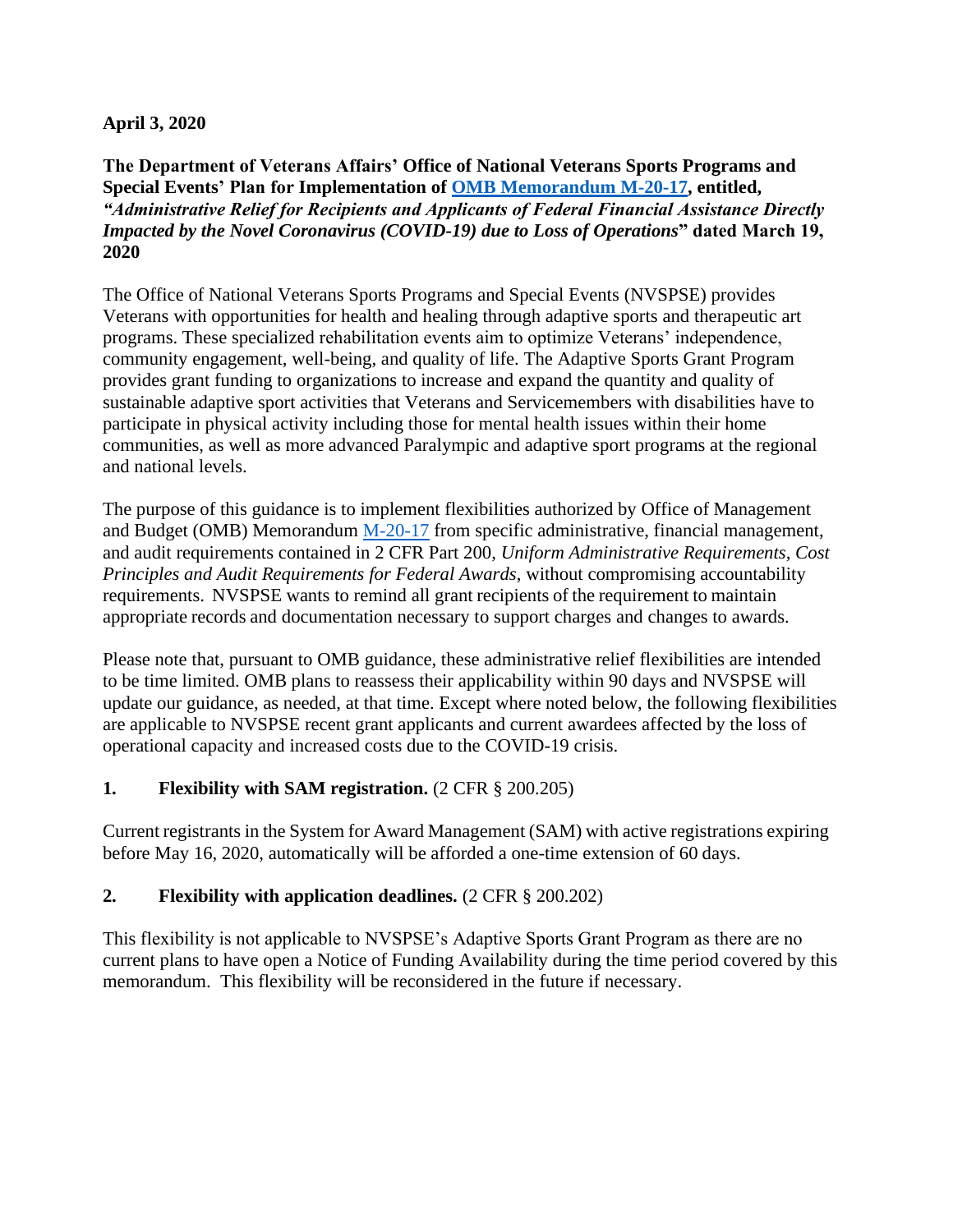**April 3, 2020**

**The Department of Veterans Affairs' Office of National Veterans Sports Programs and Special Events' Plan for Implementation of [OMB Memorandum M-20-17](), entitled, *"Administrative Relief for Recipients and Applicants of Federal Financial Assistance Directly Impacted by the Novel Coronavirus (COVID-19) due to Loss of Operations*" dated March 19, 2020**

The Office of National Veterans Sports Programs and Special Events (NVSPSE) provides Veterans with opportunities for health and healing through adaptive sports and therapeutic art programs. These specialized rehabilitation events aim to optimize Veterans' independence, community engagement, well-being, and quality of life. The Adaptive Sports Grant Program provides grant funding to organizations to increase and expand the quantity and quality of sustainable adaptive sport activities that Veterans and Servicemembers with disabilities have to participate in physical activity including those for mental health issues within their home communities, as well as more advanced Paralympic and adaptive sport programs at the regional and national levels.

The purpose of this guidance is to implement flexibilities authorized by Office of Management and Budget (OMB) Memorandum [M-20-17]() from specific administrative, financial management, and audit requirements contained in 2 CFR Part 200, *Uniform Administrative Requirements, Cost Principles and Audit Requirements for Federal Awards*, without compromising accountability requirements. NVSPSE wants to remind all grant recipients of the requirement to maintain appropriate records and documentation necessary to support charges and changes to awards.

Please note that, pursuant to OMB guidance, these administrative relief flexibilities are intended to be time limited. OMB plans to reassess their applicability within 90 days and NVSPSE will update our guidance, as needed, at that time. Except where noted below, the following flexibilities are applicable to NVSPSE recent grant applicants and current awardees affected by the loss of operational capacity and increased costs due to the COVID-19 crisis.

**1. Flexibility with SAM registration.** (2 CFR § 200.205)

Current registrants in the System for Award Management (SAM) with active registrations expiring before May 16, 2020, automatically will be afforded a one-time extension of 60 days.

**2. Flexibility with application deadlines.** (2 CFR § 200.202)

This flexibility is not applicable to NVSPSE's Adaptive Sports Grant Program as there are no current plans to have open a Notice of Funding Availability during the time period covered by this memorandum. This flexibility will be reconsidered in the future if necessary.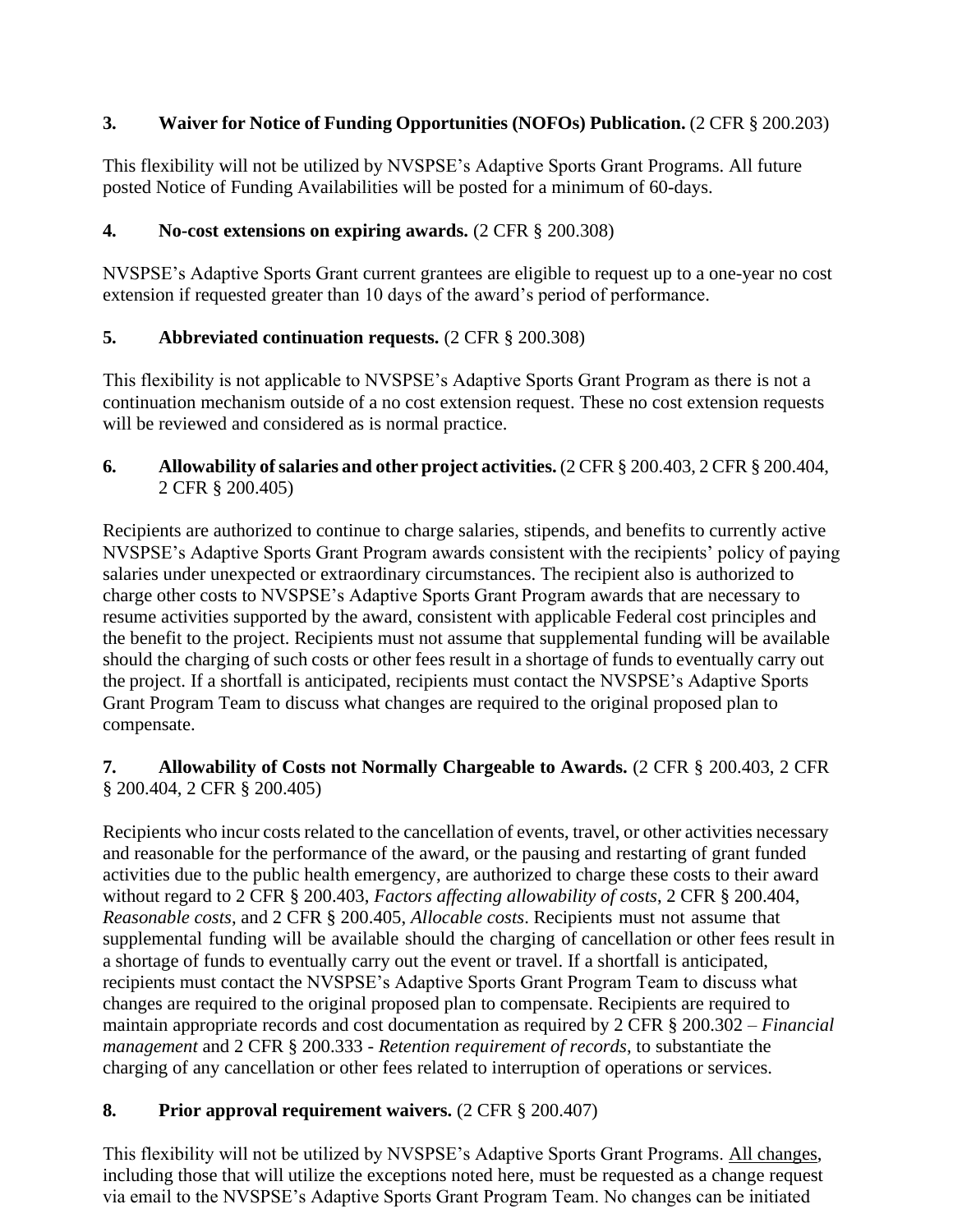**3. Waiver for Notice of Funding Opportunities (NOFOs) Publication.** (2 CFR § 200.203)

This flexibility will not be utilized by NVSPSE's Adaptive Sports Grant Programs. All future posted Notice of Funding Availabilities will be posted for a minimum of 60-days.

**4. No-cost extensions on expiring awards.** (2 CFR § 200.308)

NVSPSE's Adaptive Sports Grant current grantees are eligible to request up to a one-year no cost extension if requested greater than 10 days of the award's period of performance.

**5. Abbreviated continuation requests.** (2 CFR § 200.308)

This flexibility is not applicable to NVSPSE's Adaptive Sports Grant Program as there is not a continuation mechanism outside of a no cost extension request. These no cost extension requests will be reviewed and considered as is normal practice.

**6. Allowability of salaries and other project activities.** (2 CFR § 200.403, 2 CFR § 200.404, 2 CFR § 200.405)

Recipients are authorized to continue to charge salaries, stipends, and benefits to currently active NVSPSE's Adaptive Sports Grant Program awards consistent with the recipients' policy of paying salaries under unexpected or extraordinary circumstances. The recipient also is authorized to charge other costs to NVSPSE's Adaptive Sports Grant Program awards that are necessary to resume activities supported by the award, consistent with applicable Federal cost principles and the benefit to the project. Recipients must not assume that supplemental funding will be available should the charging of such costs or other fees result in a shortage of funds to eventually carry out the project. If a shortfall is anticipated, recipients must contact the NVSPSE's Adaptive Sports Grant Program Team to discuss what changes are required to the original proposed plan to compensate.

**7. Allowability of Costs not Normally Chargeable to Awards.** (2 CFR § 200.403, 2 CFR § 200.404, 2 CFR § 200.405)

Recipients who incur costs related to the cancellation of events, travel, or other activities necessary and reasonable for the performance of the award, or the pausing and restarting of grant funded activities due to the public health emergency, are authorized to charge these costs to their award without regard to 2 CFR § 200.403, *Factors affecting allowability of costs*, 2 CFR § 200.404, *Reasonable costs*, and 2 CFR § 200.405, *Allocable costs*. Recipients must not assume that supplemental funding will be available should the charging of cancellation or other fees result in a shortage of funds to eventually carry out the event or travel. If a shortfall is anticipated, recipients must contact the NVSPSE's Adaptive Sports Grant Program Team to discuss what changes are required to the original proposed plan to compensate. Recipients are required to maintain appropriate records and cost documentation as required by 2 CFR § 200.302 – *Financial management* and 2 CFR § 200.333 - *Retention requirement of records*, to substantiate the charging of any cancellation or other fees related to interruption of operations or services.

**8. Prior approval requirement waivers.** (2 CFR § 200.407)

This flexibility will not be utilized by NVSPSE's Adaptive Sports Grant Programs. All changes, including those that will utilize the exceptions noted here, must be requested as a change request via email to the NVSPSE's Adaptive Sports Grant Program Team. No changes can be initiated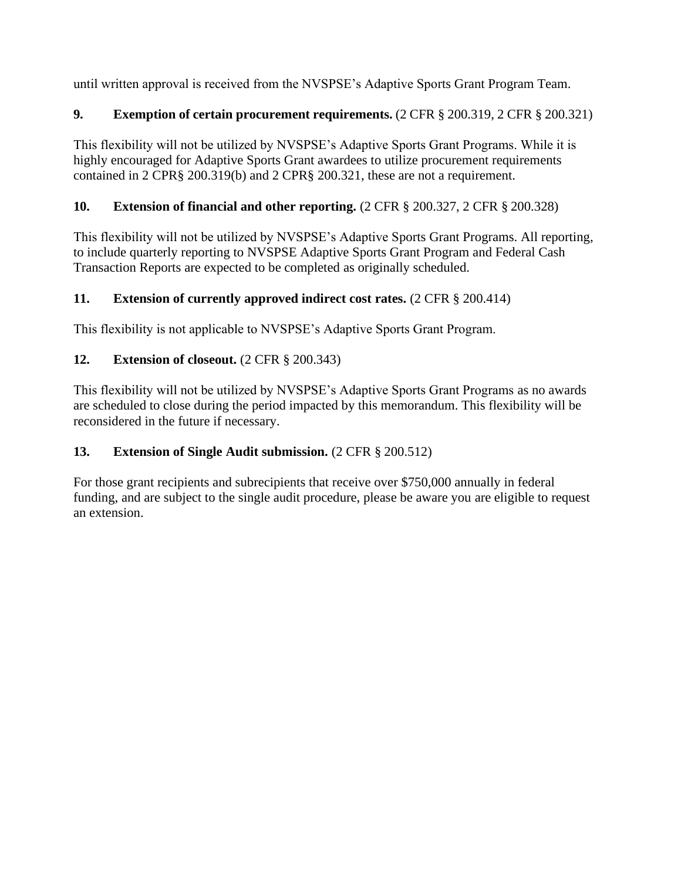until written approval is received from the NVSPSE's Adaptive Sports Grant Program Team.

**9. Exemption of certain procurement requirements.** (2 CFR § 200.319, 2 CFR § 200.321)

This flexibility will not be utilized by NVSPSE's Adaptive Sports Grant Programs. While it is highly encouraged for Adaptive Sports Grant awardees to utilize procurement requirements contained in 2 CPR§ 200.319(b) and 2 CPR§ 200.321, these are not a requirement.

**10. Extension of financial and other reporting.** (2 CFR § 200.327, 2 CFR § 200.328)

This flexibility will not be utilized by NVSPSE's Adaptive Sports Grant Programs. All reporting, to include quarterly reporting to NVSPSE Adaptive Sports Grant Program and Federal Cash Transaction Reports are expected to be completed as originally scheduled.

**11. Extension of currently approved indirect cost rates.** (2 CFR § 200.414)

This flexibility is not applicable to NVSPSE's Adaptive Sports Grant Program.

**12. Extension of closeout.** (2 CFR § 200.343)

This flexibility will not be utilized by NVSPSE's Adaptive Sports Grant Programs as no awards are scheduled to close during the period impacted by this memorandum. This flexibility will be reconsidered in the future if necessary.

**13. Extension of Single Audit submission.** (2 CFR § 200.512)

For those grant recipients and subrecipients that receive over $750,000 annually in federal funding, and are subject to the single audit procedure, please be aware you are eligible to request an extension.